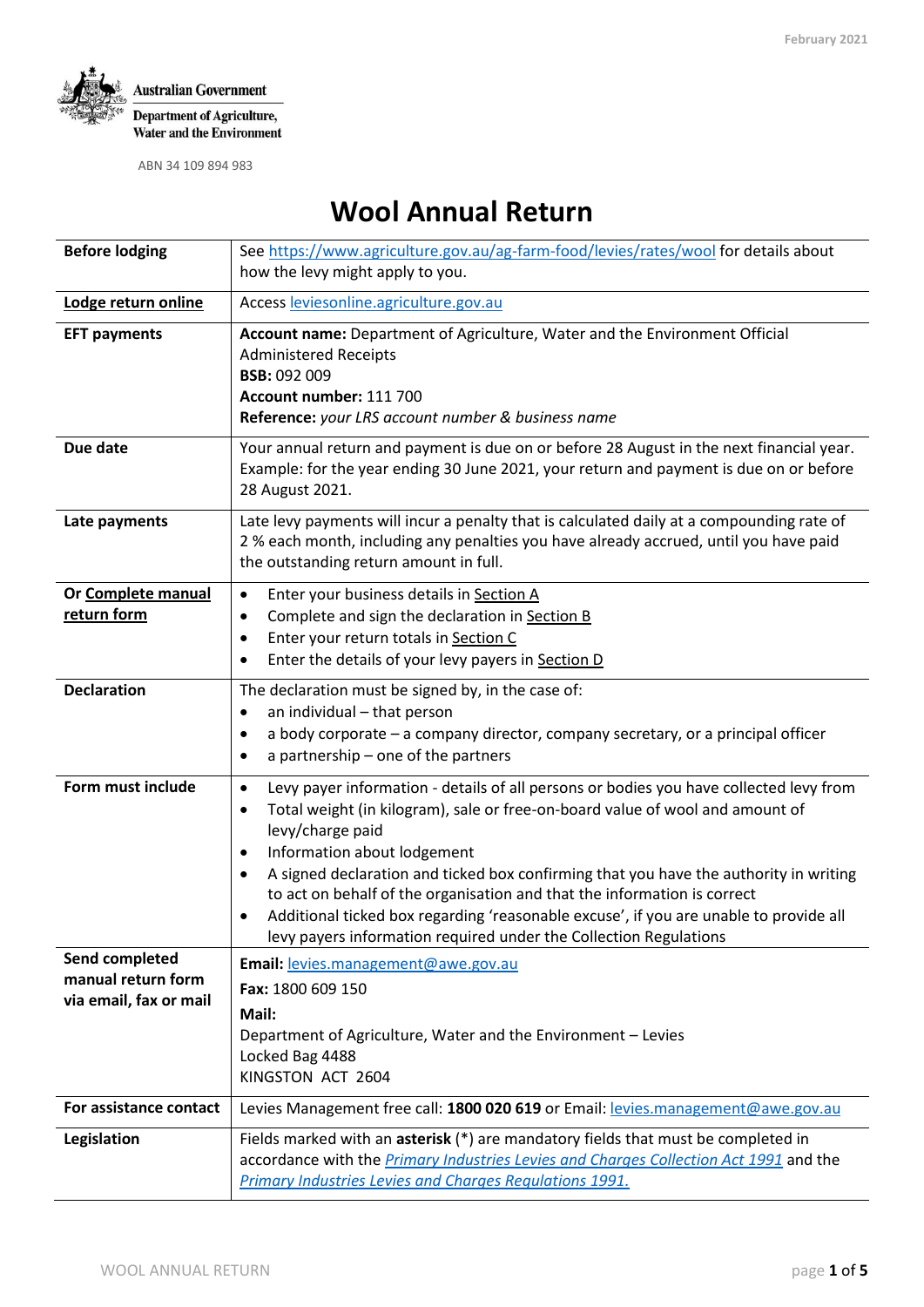February 2021

Australian Government
Department of Agriculture, Water and the Environment

ABN 34 109 894 983

# Wool Annual Return

| | |
|---|---|
| **Before lodging** | See https://www.agriculture.gov.au/ag-farm-food/levies/rates/wool for details about how the levy might apply to you. |
| **Lodge return online** | Access leviesonline.agriculture.gov.au |
| **EFT payments** | **Account name:** Department of Agriculture, Water and the Environment Official Administered Receipts<br>**BSB:** 092 009<br>**Account number:** 111 700<br>**Reference:** *your LRS account number & business name* |
| **Due date** | Your annual return and payment is due on or before 28 August in the next financial year. Example: for the year ending 30 June 2021, your return and payment is due on or before 28 August 2021. |
| **Late payments** | Late levy payments will incur a penalty that is calculated daily at a compounding rate of 2 % each month, including any penalties you have already accrued, until you have paid the outstanding return amount in full. |
| **Or Complete manual return form** | • Enter your business details in Section A<br>• Complete and sign the declaration in Section B<br>• Enter your return totals in Section C<br>• Enter the details of your levy payers in Section D |
| **Declaration** | The declaration must be signed by, in the case of:<br>• an individual – that person<br>• a body corporate – a company director, company secretary, or a principal officer<br>• a partnership – one of the partners |
| **Form must include** | • Levy payer information - details of all persons or bodies you have collected levy from<br>• Total weight (in kilogram), sale or free-on-board value of wool and amount of levy/charge paid<br>• Information about lodgement<br>• A signed declaration and ticked box confirming that you have the authority in writing to act on behalf of the organisation and that the information is correct<br>• Additional ticked box regarding 'reasonable excuse', if you are unable to provide all levy payers information required under the Collection Regulations |
| **Send completed manual return form via email, fax or mail** | **Email:** levies.management@awe.gov.au<br>**Fax:** 1800 609 150<br>**Mail:**<br>Department of Agriculture, Water and the Environment – Levies<br>Locked Bag 4488<br>KINGSTON ACT 2604 |
| **For assistance contact** | Levies Management free call: **1800 020 619** or Email: levies.management@awe.gov.au |
| **Legislation** | Fields marked with an **asterisk** (*) are mandatory fields that must be completed in accordance with the *Primary Industries Levies and Charges Collection Act 1991* and the *Primary Industries Levies and Charges Regulations 1991.* |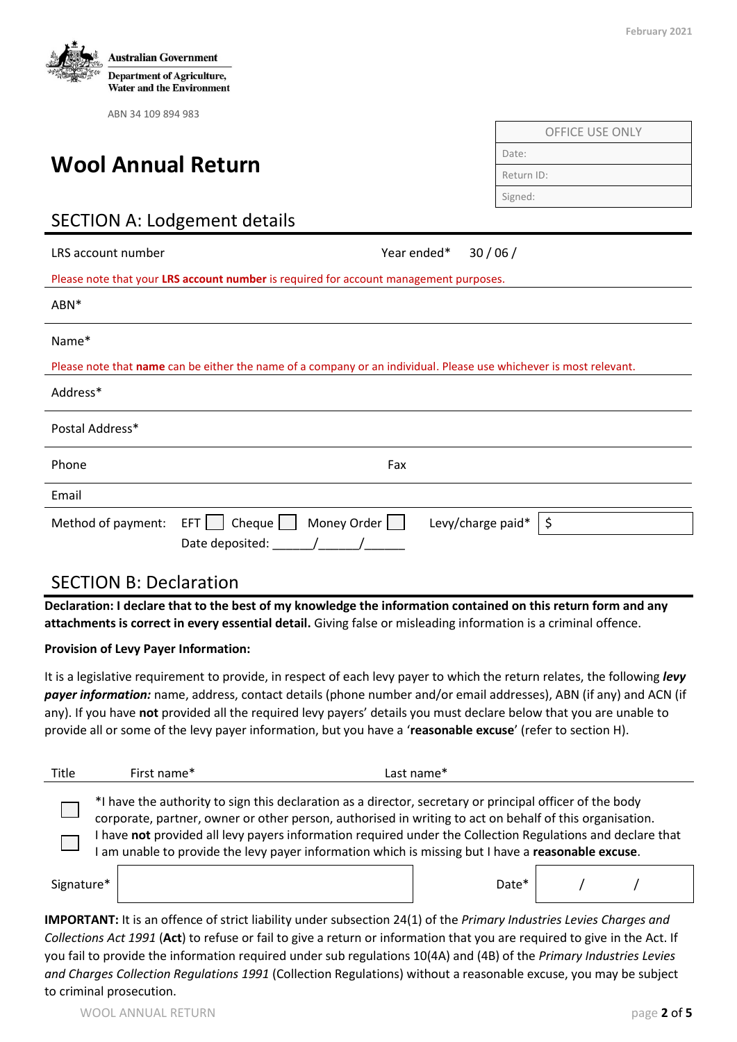Australian Government
Department of Agriculture, Water and the Environment

ABN 34 109 894 983

February 2021

| OFFICE USE ONLY |
|---|
| Date: |
| Return ID: |
| Signed: |

# Wool Annual Return

## SECTION A: Lodgement details

LRS account number                                Year ended* 30 / 06 /

Please note that your **LRS account number** is required for account management purposes.

ABN*

Name*

Please note that **name** can be either the name of a company or an individual. Please use whichever is most relevant.

Address*

Postal Address*

Phone                                Fax

Email

Method of payment: EFT ☐ Cheque ☐ Money Order ☐      Levy/charge paid* $

Date deposited: ______/______/______

## SECTION B: Declaration

**Declaration: I declare that to the best of my knowledge the information contained on this return form and any attachments is correct in every essential detail.** Giving false or misleading information is a criminal offence.

**Provision of Levy Payer Information:**

It is a legislative requirement to provide, in respect of each levy payer to which the return relates, the following ***levy payer information:*** name, address, contact details (phone number and/or email addresses), ABN (if any) and ACN (if any). If you have **not** provided all the required levy payers' details you must declare below that you are unable to provide all or some of the levy payer information, but you have a '**reasonable excuse**' (refer to section H).

Title        First name*        Last name*

☐ *I have the authority to sign this declaration as a director, secretary or principal officer of the body corporate, partner, owner or other person, authorised in writing to act on behalf of this organisation.

☐ I have **not** provided all levy payers information required under the Collection Regulations and declare that I am unable to provide the levy payer information which is missing but I have a **reasonable excuse**.

Signature*                                Date*   /   /

**IMPORTANT:** It is an offence of strict liability under subsection 24(1) of the *Primary Industries Levies Charges and Collections Act 1991* (**Act**) to refuse or fail to give a return or information that you are required to give in the Act. If you fail to provide the information required under sub regulations 10(4A) and (4B) of the *Primary Industries Levies and Charges Collection Regulations 1991* (Collection Regulations) without a reasonable excuse, you may be subject to criminal prosecution.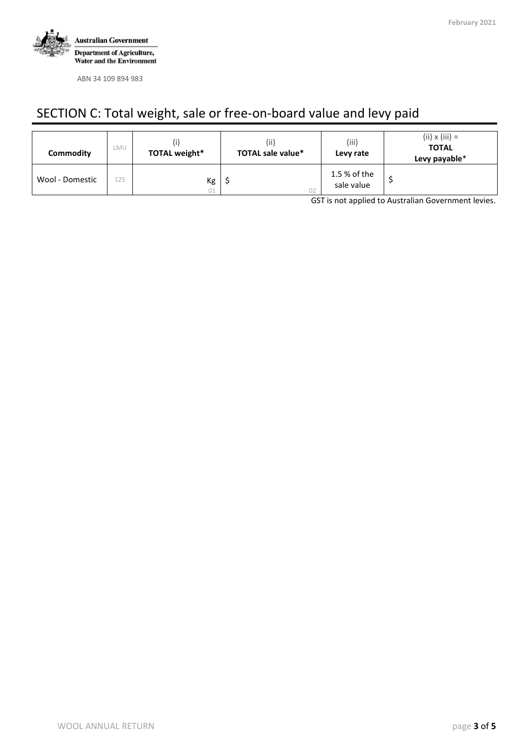Australian Government

Department of Agriculture, Water and the Environment

ABN 34 109 894 983

## SECTION C: Total weight, sale or free-on-board value and levy paid

| Commodity | LMU | (i) TOTAL weight* | (ii) TOTAL sale value* | (iii) Levy rate | (ii) x (iii) = TOTAL Levy payable* |
|---|---|---|---|---|---|
| Wool - Domestic | 125 | Kg 01 | $ 02 | 1.5 % of the sale value | $ |

GST is not applied to Australian Government levies.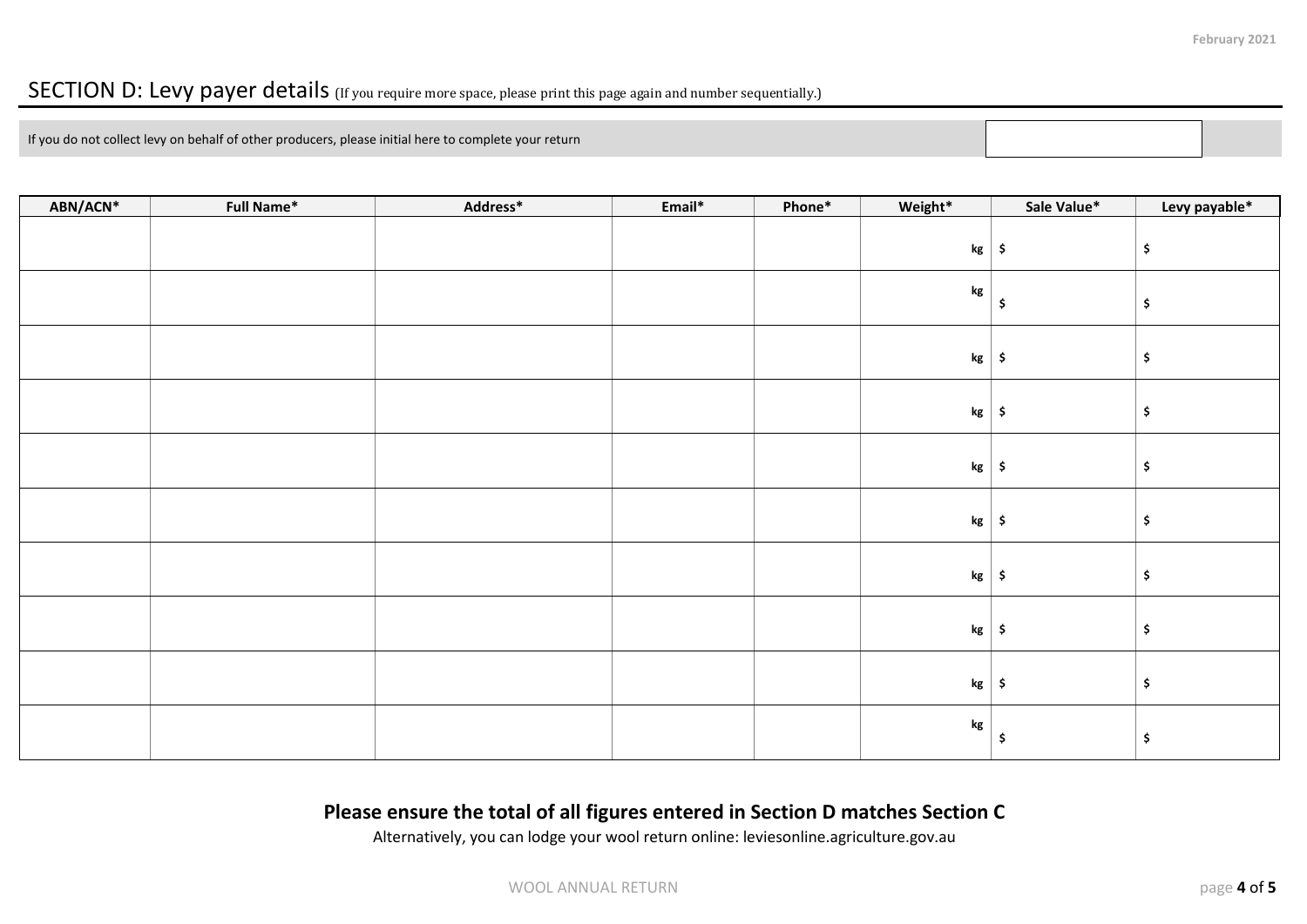## SECTION D: Levy payer details (If you require more space, please print this page again and number sequentially.)

If you do not collect levy on behalf of other producers, please initial here to complete your return

| ABN/ACN* | Full Name* | Address* | Email* | Phone* | Weight* | Sale Value* | Levy payable* |
|---|---|---|---|---|---|---|---|
| | | | | | kg | $ | $ |
| | | | | | kg | $ | $ |
| | | | | | kg | $ | $ |
| | | | | | kg | $ | $ |
| | | | | | kg | $ | $ |
| | | | | | kg | $ | $ |
| | | | | | kg | $ | $ |
| | | | | | kg | $ | $ |
| | | | | | kg | $ | $ |
| | | | | | kg | $ | $ |

**Please ensure the total of all figures entered in Section D matches Section C**

Alternatively, you can lodge your wool return online: leviesonline.agriculture.gov.au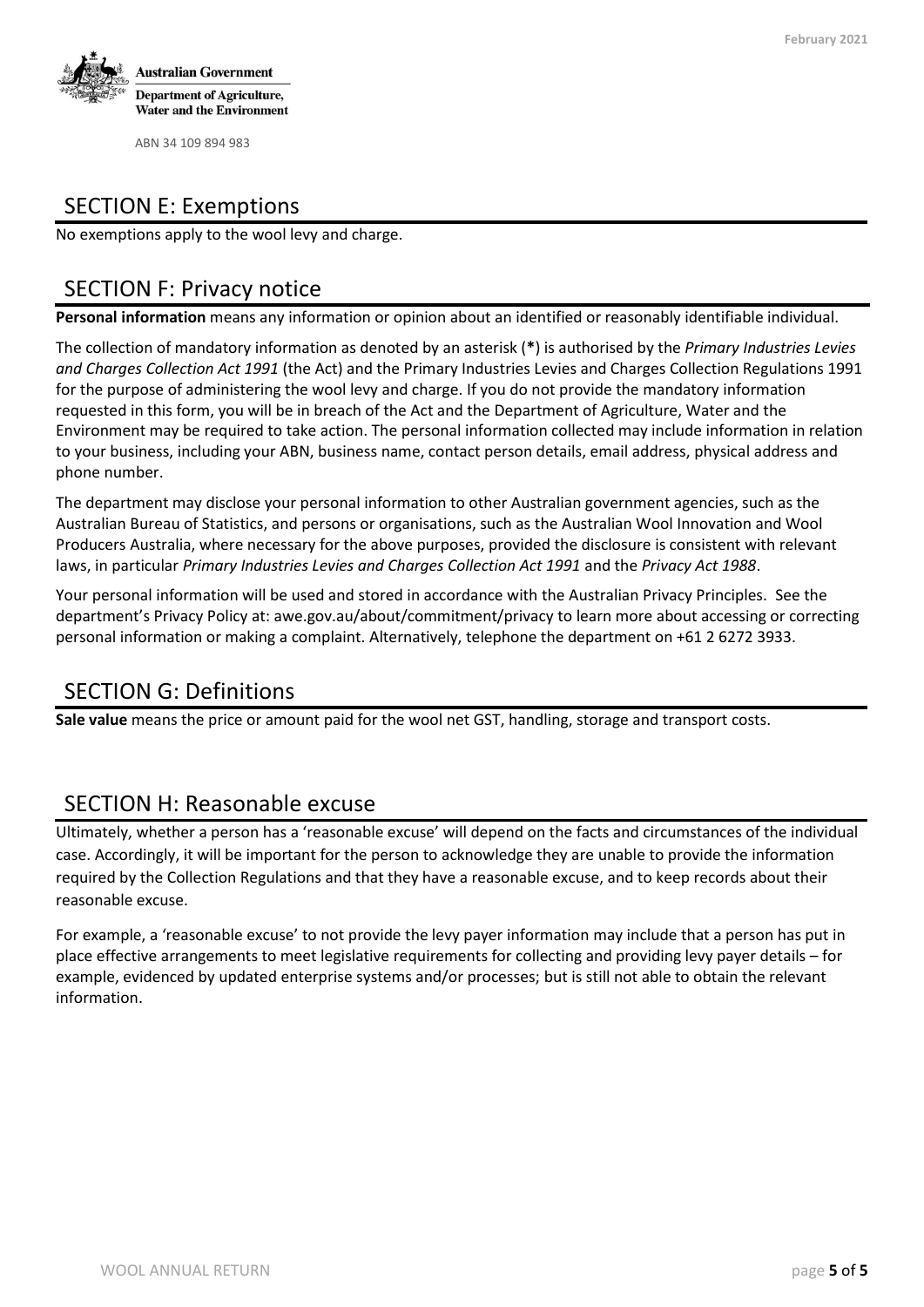## SECTION E: Exemptions

No exemptions apply to the wool levy and charge.

## SECTION F: Privacy notice

**Personal information** means any information or opinion about an identified or reasonably identifiable individual.

The collection of mandatory information as denoted by an asterisk (**\***) is authorised by the *Primary Industries Levies and Charges Collection Act 1991* (the Act) and the Primary Industries Levies and Charges Collection Regulations 1991 for the purpose of administering the wool levy and charge. If you do not provide the mandatory information requested in this form, you will be in breach of the Act and the Department of Agriculture, Water and the Environment may be required to take action. The personal information collected may include information in relation to your business, including your ABN, business name, contact person details, email address, physical address and phone number.

The department may disclose your personal information to other Australian government agencies, such as the Australian Bureau of Statistics, and persons or organisations, such as the Australian Wool Innovation and Wool Producers Australia, where necessary for the above purposes, provided the disclosure is consistent with relevant laws, in particular *Primary Industries Levies and Charges Collection Act 1991* and the *Privacy Act 1988*.

Your personal information will be used and stored in accordance with the Australian Privacy Principles. See the department's Privacy Policy at: awe.gov.au/about/commitment/privacy to learn more about accessing or correcting personal information or making a complaint. Alternatively, telephone the department on +61 2 6272 3933.

## SECTION G: Definitions

**Sale value** means the price or amount paid for the wool net GST, handling, storage and transport costs.

## SECTION H: Reasonable excuse

Ultimately, whether a person has a 'reasonable excuse' will depend on the facts and circumstances of the individual case. Accordingly, it will be important for the person to acknowledge they are unable to provide the information required by the Collection Regulations and that they have a reasonable excuse, and to keep records about their reasonable excuse.

For example, a 'reasonable excuse' to not provide the levy payer information may include that a person has put in place effective arrangements to meet legislative requirements for collecting and providing levy payer details – for example, evidenced by updated enterprise systems and/or processes; but is still not able to obtain the relevant information.